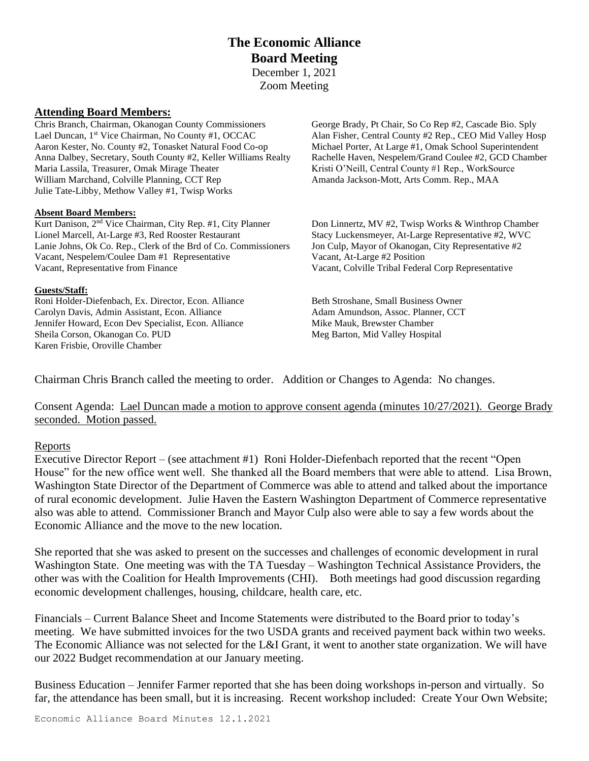# The Economic Alliance
## Board Meeting

December 1, 2021
Zoom Meeting

**Attending Board Members:**

Chris Branch, Chairman, Okanogan County Commissioners
Lael Duncan, 1st Vice Chairman, No County #1, OCCAC
Aaron Kester, No. County #2, Tonasket Natural Food Co-op
Anna Dalbey, Secretary, South County #2, Keller Williams Realty
Maria Lassila, Treasurer, Omak Mirage Theater
William Marchand, Colville Planning, CCT Rep
Julie Tate-Libby, Methow Valley #1, Twisp Works
George Brady, Pt Chair, So Co Rep #2, Cascade Bio. Sply
Alan Fisher, Central County #2 Rep., CEO Mid Valley Hosp
Michael Porter, At Large #1, Omak School Superintendent
Rachelle Haven, Nespelem/Grand Coulee #2, GCD Chamber
Kristi O'Neill, Central County #1 Rep., WorkSource
Amanda Jackson-Mott, Arts Comm. Rep., MAA

**Absent Board Members:**

Kurt Danison, 2nd Vice Chairman, City Rep. #1, City Planner
Lionel Marcell, At-Large #3, Red Rooster Restaurant
Lanie Johns, Ok Co. Rep., Clerk of the Brd of Co. Commissioners
Vacant, Nespelem/Coulee Dam #1 Representative
Vacant, Representative from Finance
Don Linnertz, MV #2, Twisp Works & Winthrop Chamber
Stacy Luckensmeyer, At-Large Representative #2, WVC
Jon Culp, Mayor of Okanogan, City Representative #2
Vacant, At-Large #2 Position
Vacant, Colville Tribal Federal Corp Representative

**Guests/Staff:**

Roni Holder-Diefenbach, Ex. Director, Econ. Alliance
Carolyn Davis, Admin Assistant, Econ. Alliance
Jennifer Howard, Econ Dev Specialist, Econ. Alliance
Sheila Corson, Okanogan Co. PUD
Karen Frisbie, Oroville Chamber
Beth Stroshane, Small Business Owner
Adam Amundson, Assoc. Planner, CCT
Mike Mauk, Brewster Chamber
Meg Barton, Mid Valley Hospital

Chairman Chris Branch called the meeting to order. Addition or Changes to Agenda: No changes.

Consent Agenda: Lael Duncan made a motion to approve consent agenda (minutes 10/27/2021). George Brady seconded. Motion passed.

Reports

Executive Director Report – (see attachment #1) Roni Holder-Diefenbach reported that the recent "Open House" for the new office went well. She thanked all the Board members that were able to attend. Lisa Brown, Washington State Director of the Department of Commerce was able to attend and talked about the importance of rural economic development. Julie Haven the Eastern Washington Department of Commerce representative also was able to attend. Commissioner Branch and Mayor Culp also were able to say a few words about the Economic Alliance and the move to the new location.

She reported that she was asked to present on the successes and challenges of economic development in rural Washington State. One meeting was with the TA Tuesday – Washington Technical Assistance Providers, the other was with the Coalition for Health Improvements (CHI). Both meetings had good discussion regarding economic development challenges, housing, childcare, health care, etc.

Financials – Current Balance Sheet and Income Statements were distributed to the Board prior to today's meeting. We have submitted invoices for the two USDA grants and received payment back within two weeks. The Economic Alliance was not selected for the L&I Grant, it went to another state organization. We will have our 2022 Budget recommendation at our January meeting.

Business Education – Jennifer Farmer reported that she has been doing workshops in-person and virtually. So far, the attendance has been small, but it is increasing. Recent workshop included: Create Your Own Website;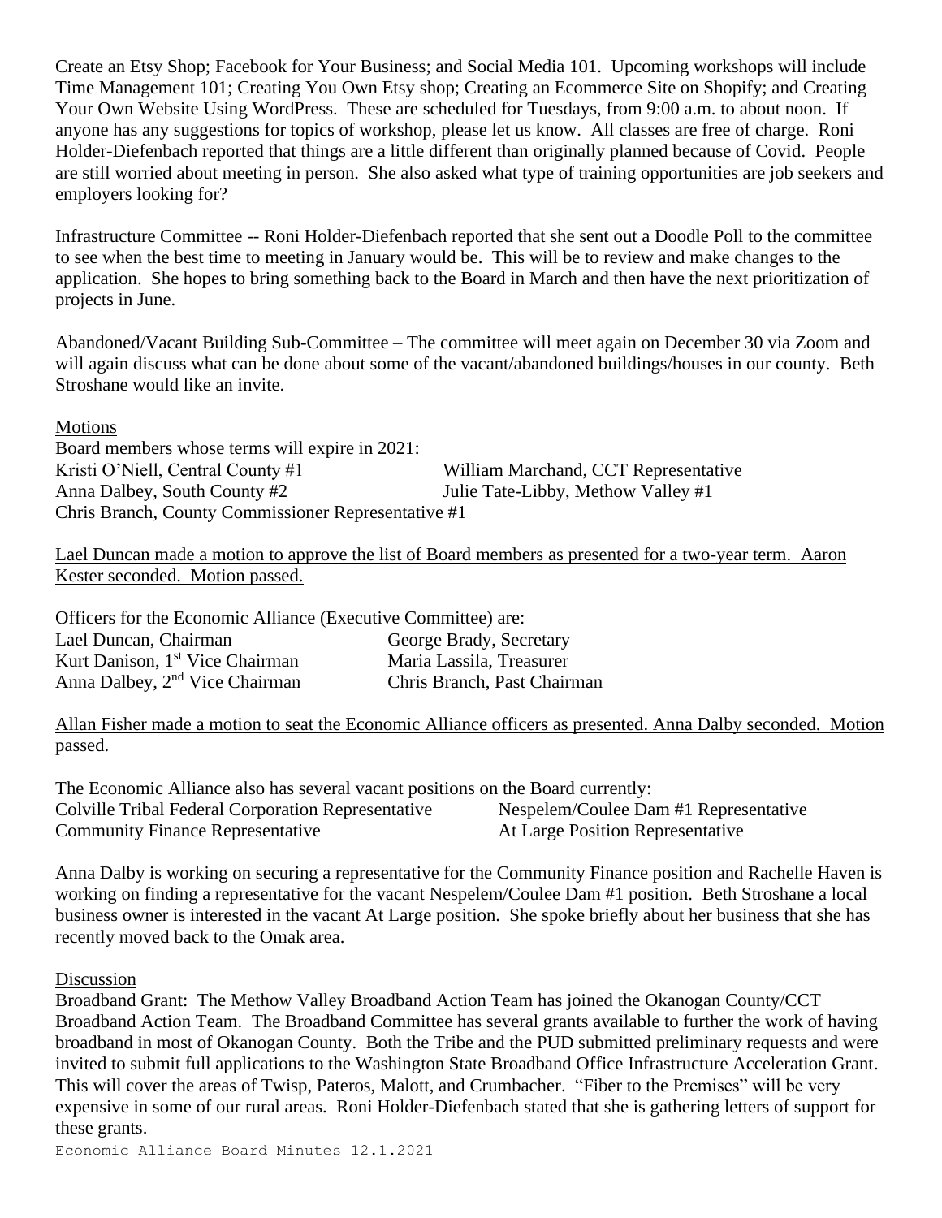Create an Etsy Shop; Facebook for Your Business; and Social Media 101. Upcoming workshops will include Time Management 101; Creating You Own Etsy shop; Creating an Ecommerce Site on Shopify; and Creating Your Own Website Using WordPress. These are scheduled for Tuesdays, from 9:00 a.m. to about noon. If anyone has any suggestions for topics of workshop, please let us know. All classes are free of charge. Roni Holder-Diefenbach reported that things are a little different than originally planned because of Covid. People are still worried about meeting in person. She also asked what type of training opportunities are job seekers and employers looking for?

Infrastructure Committee -- Roni Holder-Diefenbach reported that she sent out a Doodle Poll to the committee to see when the best time to meeting in January would be. This will be to review and make changes to the application. She hopes to bring something back to the Board in March and then have the next prioritization of projects in June.

Abandoned/Vacant Building Sub-Committee – The committee will meet again on December 30 via Zoom and will again discuss what can be done about some of the vacant/abandoned buildings/houses in our county. Beth Stroshane would like an invite.

## Motions

Board members whose terms will expire in 2021:

Kristi O'Niell, Central County #1
William Marchand, CCT Representative
Anna Dalbey, South County #2
Julie Tate-Libby, Methow Valley #1
Chris Branch, County Commissioner Representative #1

Lael Duncan made a motion to approve the list of Board members as presented for a two-year term. Aaron Kester seconded. Motion passed.

Officers for the Economic Alliance (Executive Committee) are:

Lael Duncan, Chairman
Kurt Danison, 1st Vice Chairman
Anna Dalbey, 2nd Vice Chairman
George Brady, Secretary
Maria Lassila, Treasurer
Chris Branch, Past Chairman

Allan Fisher made a motion to seat the Economic Alliance officers as presented. Anna Dalby seconded. Motion passed.

The Economic Alliance also has several vacant positions on the Board currently:

Colville Tribal Federal Corporation Representative
Community Finance Representative
Nespelem/Coulee Dam #1 Representative
At Large Position Representative

Anna Dalby is working on securing a representative for the Community Finance position and Rachelle Haven is working on finding a representative for the vacant Nespelem/Coulee Dam #1 position. Beth Stroshane a local business owner is interested in the vacant At Large position. She spoke briefly about her business that she has recently moved back to the Omak area.

## Discussion

Broadband Grant: The Methow Valley Broadband Action Team has joined the Okanogan County/CCT Broadband Action Team. The Broadband Committee has several grants available to further the work of having broadband in most of Okanogan County. Both the Tribe and the PUD submitted preliminary requests and were invited to submit full applications to the Washington State Broadband Office Infrastructure Acceleration Grant. This will cover the areas of Twisp, Pateros, Malott, and Crumbacher. "Fiber to the Premises" will be very expensive in some of our rural areas. Roni Holder-Diefenbach stated that she is gathering letters of support for these grants.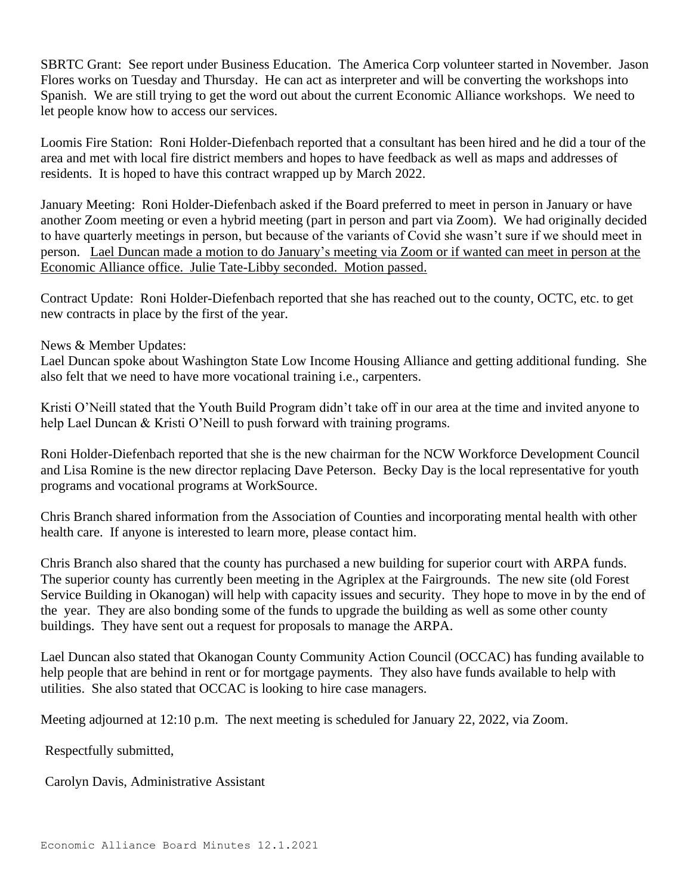SBRTC Grant: See report under Business Education. The America Corp volunteer started in November. Jason Flores works on Tuesday and Thursday. He can act as interpreter and will be converting the workshops into Spanish. We are still trying to get the word out about the current Economic Alliance workshops. We need to let people know how to access our services.

Loomis Fire Station: Roni Holder-Diefenbach reported that a consultant has been hired and he did a tour of the area and met with local fire district members and hopes to have feedback as well as maps and addresses of residents. It is hoped to have this contract wrapped up by March 2022.

January Meeting: Roni Holder-Diefenbach asked if the Board preferred to meet in person in January or have another Zoom meeting or even a hybrid meeting (part in person and part via Zoom). We had originally decided to have quarterly meetings in person, but because of the variants of Covid she wasn't sure if we should meet in person. <u>Lael Duncan made a motion to do January's meeting via Zoom or if wanted can meet in person at the Economic Alliance office. Julie Tate-Libby seconded. Motion passed.</u>

Contract Update: Roni Holder-Diefenbach reported that she has reached out to the county, OCTC, etc. to get new contracts in place by the first of the year.

News & Member Updates:
Lael Duncan spoke about Washington State Low Income Housing Alliance and getting additional funding. She also felt that we need to have more vocational training i.e., carpenters.

Kristi O'Neill stated that the Youth Build Program didn't take off in our area at the time and invited anyone to help Lael Duncan & Kristi O'Neill to push forward with training programs.

Roni Holder-Diefenbach reported that she is the new chairman for the NCW Workforce Development Council and Lisa Romine is the new director replacing Dave Peterson. Becky Day is the local representative for youth programs and vocational programs at WorkSource.

Chris Branch shared information from the Association of Counties and incorporating mental health with other health care. If anyone is interested to learn more, please contact him.

Chris Branch also shared that the county has purchased a new building for superior court with ARPA funds. The superior county has currently been meeting in the Agriplex at the Fairgrounds. The new site (old Forest Service Building in Okanogan) will help with capacity issues and security. They hope to move in by the end of the year. They are also bonding some of the funds to upgrade the building as well as some other county buildings. They have sent out a request for proposals to manage the ARPA.

Lael Duncan also stated that Okanogan County Community Action Council (OCCAC) has funding available to help people that are behind in rent or for mortgage payments. They also have funds available to help with utilities. She also stated that OCCAC is looking to hire case managers.

Meeting adjourned at 12:10 p.m. The next meeting is scheduled for January 22, 2022, via Zoom.

Respectfully submitted,

Carolyn Davis, Administrative Assistant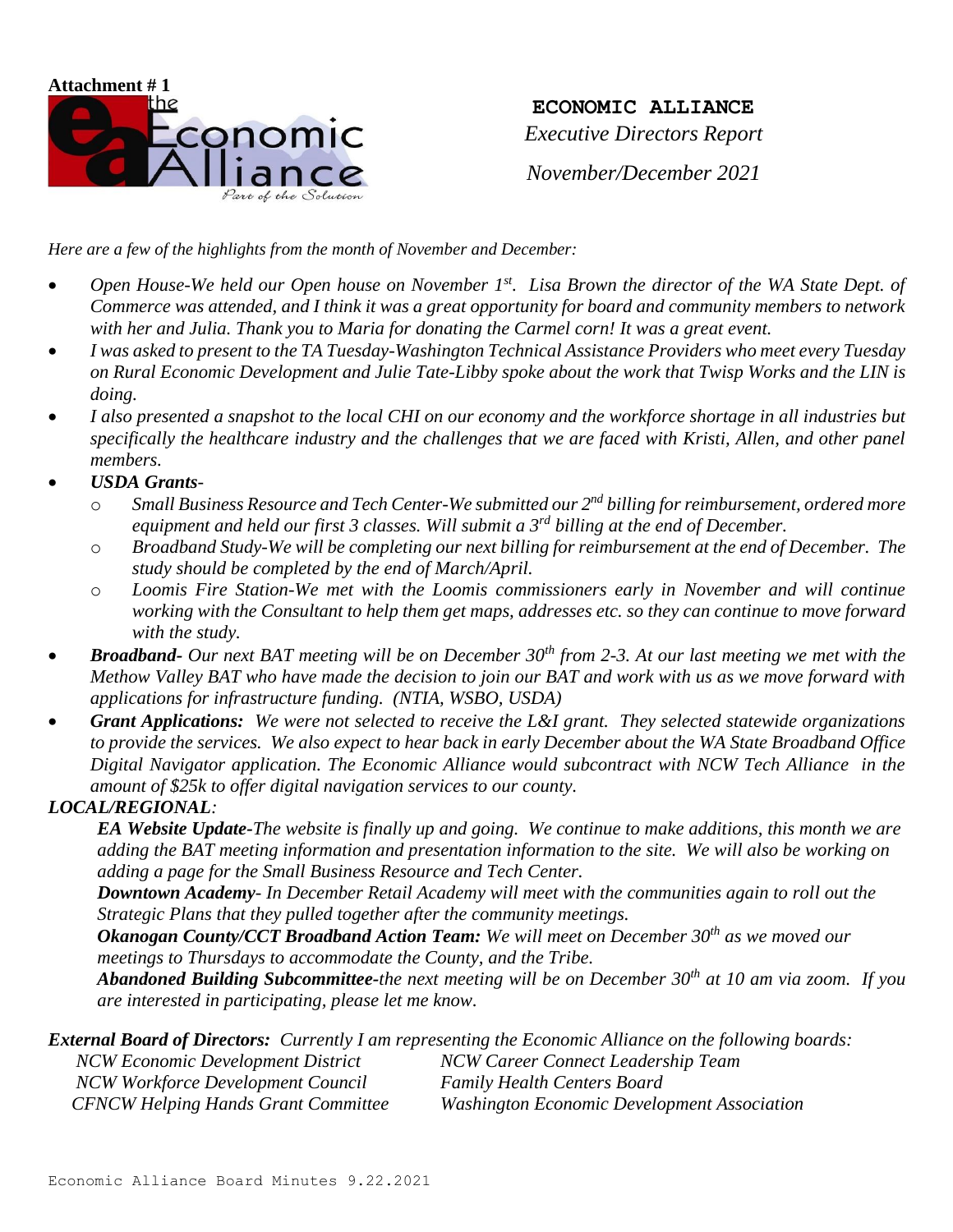**Attachment # 1**

**ECONOMIC ALLIANCE**

*Executive Directors Report*

*November/December 2021*

*Here are a few of the highlights from the month of November and December:*

- *Open House-We held our Open house on November 1st. Lisa Brown the director of the WA State Dept. of Commerce was attended, and I think it was a great opportunity for board and community members to network with her and Julia. Thank you to Maria for donating the Carmel corn! It was a great event.*
- *I was asked to present to the TA Tuesday-Washington Technical Assistance Providers who meet every Tuesday on Rural Economic Development and Julie Tate-Libby spoke about the work that Twisp Works and the LIN is doing.*
- *I also presented a snapshot to the local CHI on our economy and the workforce shortage in all industries but specifically the healthcare industry and the challenges that we are faced with Kristi, Allen, and other panel members.*
- ***USDA Grants-***
  - *Small Business Resource and Tech Center-We submitted our 2nd billing for reimbursement, ordered more equipment and held our first 3 classes. Will submit a 3rd billing at the end of December.*
  - *Broadband Study-We will be completing our next billing for reimbursement at the end of December. The study should be completed by the end of March/April.*
  - *Loomis Fire Station-We met with the Loomis commissioners early in November and will continue working with the Consultant to help them get maps, addresses etc. so they can continue to move forward with the study.*
- ***Broadband****- Our next BAT meeting will be on December 30th from 2-3. At our last meeting we met with the Methow Valley BAT who have made the decision to join our BAT and work with us as we move forward with applications for infrastructure funding. (NTIA, WSBO, USDA)*
- ***Grant Applications:*** *We were not selected to receive the L&I grant. They selected statewide organizations to provide the services. We also expect to hear back in early December about the WA State Broadband Office Digital Navigator application. The Economic Alliance would subcontract with NCW Tech Alliance in the amount of $25k to offer digital navigation services to our county.*

***LOCAL/REGIONAL****:*

***EA Website Update****-The website is finally up and going. We continue to make additions, this month we are adding the BAT meeting information and presentation information to the site. We will also be working on adding a page for the Small Business Resource and Tech Center.*

***Downtown Academy****- In December Retail Academy will meet with the communities again to roll out the Strategic Plans that they pulled together after the community meetings.*

***Okanogan County/CCT Broadband Action Team:*** *We will meet on December 30th as we moved our meetings to Thursdays to accommodate the County, and the Tribe.*

***Abandoned Building Subcommittee****-the next meeting will be on December 30th at 10 am via zoom. If you are interested in participating, please let me know.*

***External Board of Directors:*** *Currently I am representing the Economic Alliance on the following boards:*

*NCW Economic Development District*
*NCW Workforce Development Council*
*CFNCW Helping Hands Grant Committee*
*NCW Career Connect Leadership Team*
*Family Health Centers Board*
*Washington Economic Development Association*

Economic Alliance Board Minutes 9.22.2021